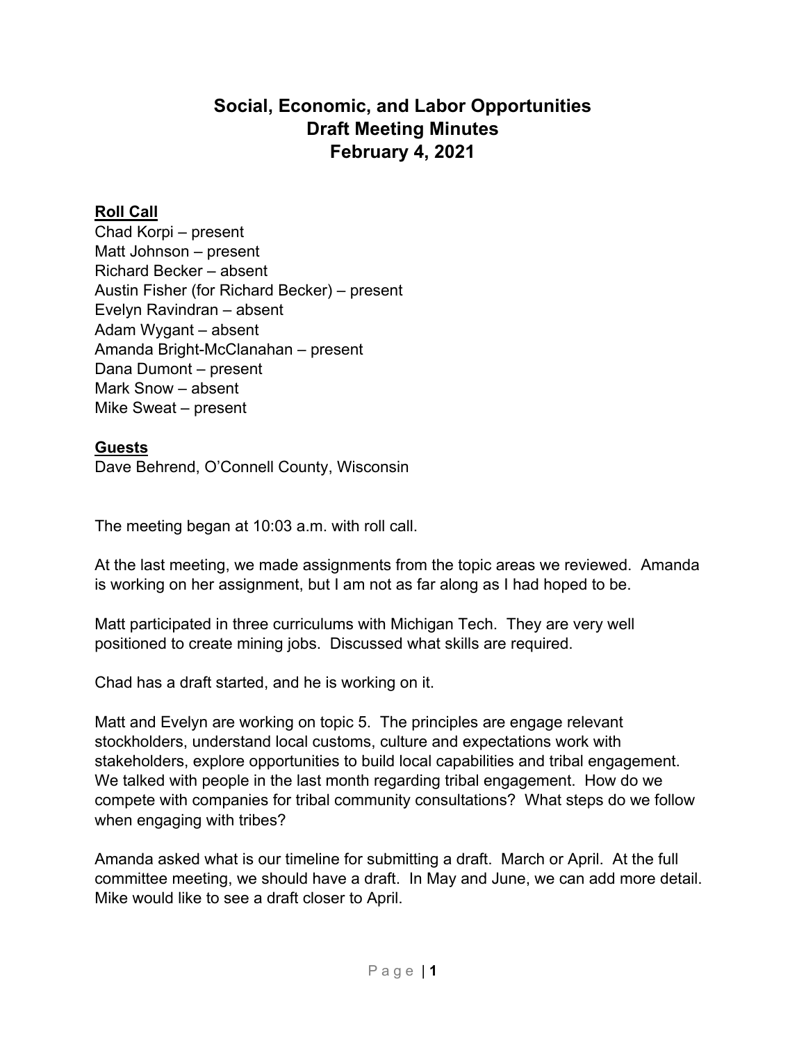# Social, Economic, and Labor Opportunities
# Draft Meeting Minutes
# February 4, 2021

**Roll Call**

Chad Korpi – present
Matt Johnson – present
Richard Becker – absent
Austin Fisher (for Richard Becker) – present
Evelyn Ravindran – absent
Adam Wygant – absent
Amanda Bright-McClanahan – present
Dana Dumont – present
Mark Snow – absent
Mike Sweat – present

**Guests**

Dave Behrend, O'Connell County, Wisconsin

The meeting began at 10:03 a.m. with roll call.

At the last meeting, we made assignments from the topic areas we reviewed. Amanda is working on her assignment, but I am not as far along as I had hoped to be.

Matt participated in three curriculums with Michigan Tech. They are very well positioned to create mining jobs. Discussed what skills are required.

Chad has a draft started, and he is working on it.

Matt and Evelyn are working on topic 5. The principles are engage relevant stockholders, understand local customs, culture and expectations work with stakeholders, explore opportunities to build local capabilities and tribal engagement. We talked with people in the last month regarding tribal engagement. How do we compete with companies for tribal community consultations? What steps do we follow when engaging with tribes?

Amanda asked what is our timeline for submitting a draft. March or April. At the full committee meeting, we should have a draft. In May and June, we can add more detail. Mike would like to see a draft closer to April.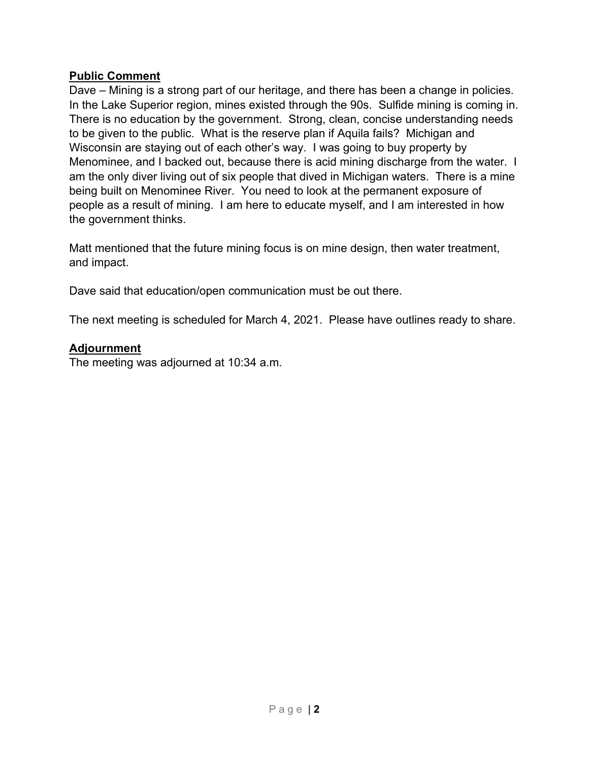## Public Comment

Dave – Mining is a strong part of our heritage, and there has been a change in policies. In the Lake Superior region, mines existed through the 90s. Sulfide mining is coming in. There is no education by the government. Strong, clean, concise understanding needs to be given to the public. What is the reserve plan if Aquila fails? Michigan and Wisconsin are staying out of each other's way. I was going to buy property by Menominee, and I backed out, because there is acid mining discharge from the water. I am the only diver living out of six people that dived in Michigan waters. There is a mine being built on Menominee River. You need to look at the permanent exposure of people as a result of mining. I am here to educate myself, and I am interested in how the government thinks.

Matt mentioned that the future mining focus is on mine design, then water treatment, and impact.

Dave said that education/open communication must be out there.

The next meeting is scheduled for March 4, 2021. Please have outlines ready to share.

## Adjournment

The meeting was adjourned at 10:34 a.m.